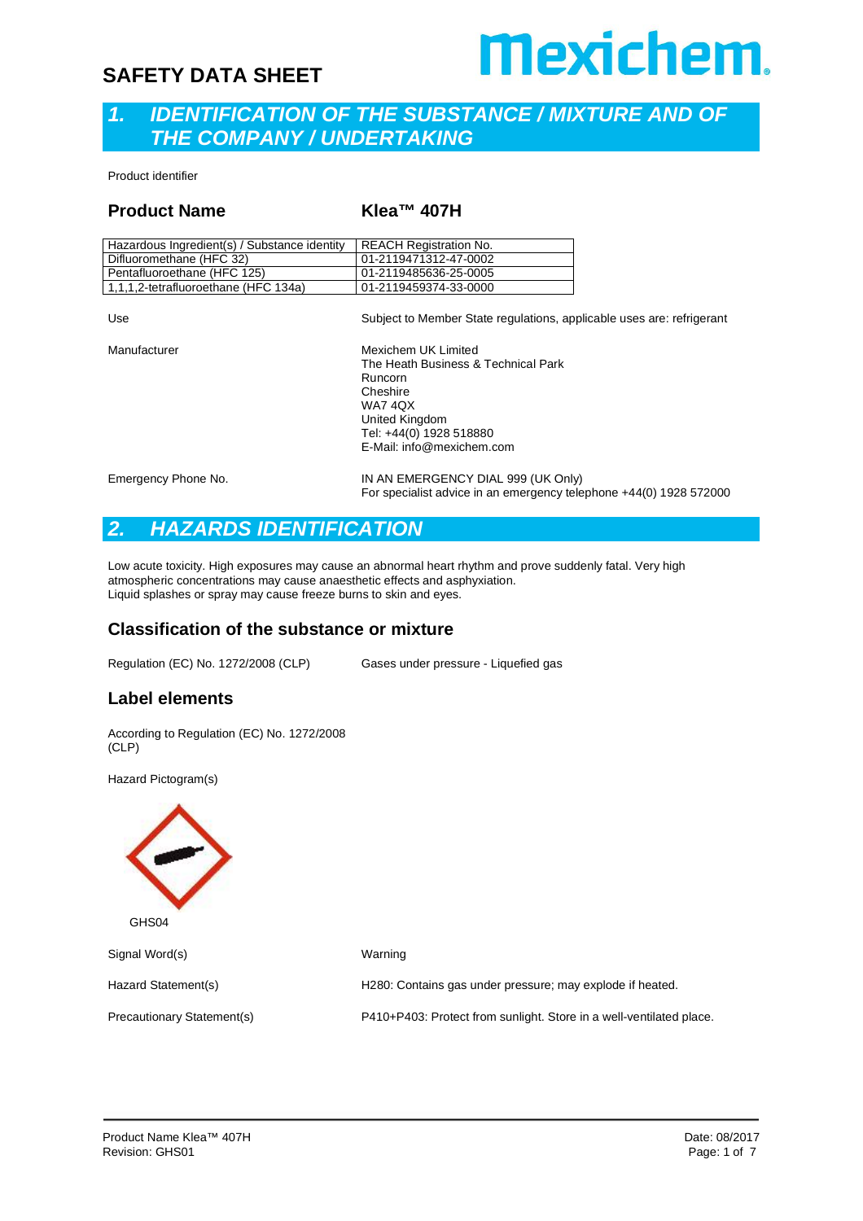# SAFETY DATA SHEET

Mexichem

## 1. IDENTIFICATION OF THE SUBSTANCE / MIXTURE AND OF THE COMPANY / UNDERTAKING

Product identifier

### Product Name Klea™ 407H

| Hazardous Ingredient(s) / Substance identity | REACH Registration No. |
|---|---|
| Difluoromethane (HFC 32) | 01-2119471312-47-0002 |
| Pentafluoroethane (HFC 125) | 01-2119485636-25-0005 |
| 1,1,1,2-tetrafluoroethane (HFC 134a) | 01-2119459374-33-0000 |

Use — Subject to Member State regulations, applicable uses are: refrigerant

Manufacturer —
Mexichem UK Limited
The Heath Business & Technical Park
Runcorn
Cheshire
WA7 4QX
United Kingdom
Tel: +44(0) 1928 518880
E-Mail: info@mexichem.com

Emergency Phone No. —
IN AN EMERGENCY DIAL 999 (UK Only)
For specialist advice in an emergency telephone +44(0) 1928 572000

## 2. HAZARDS IDENTIFICATION

Low acute toxicity. High exposures may cause an abnormal heart rhythm and prove suddenly fatal. Very high atmospheric concentrations may cause anaesthetic effects and asphyxiation.
Liquid splashes or spray may cause freeze burns to skin and eyes.

### Classification of the substance or mixture

Regulation (EC) No. 1272/2008 (CLP) — Gases under pressure - Liquefied gas

### Label elements

According to Regulation (EC) No. 1272/2008 (CLP)

Hazard Pictogram(s)

GHS04

Signal Word(s) — Warning

Hazard Statement(s) — H280: Contains gas under pressure; may explode if heated.

Precautionary Statement(s) — P410+P403: Protect from sunlight. Store in a well-ventilated place.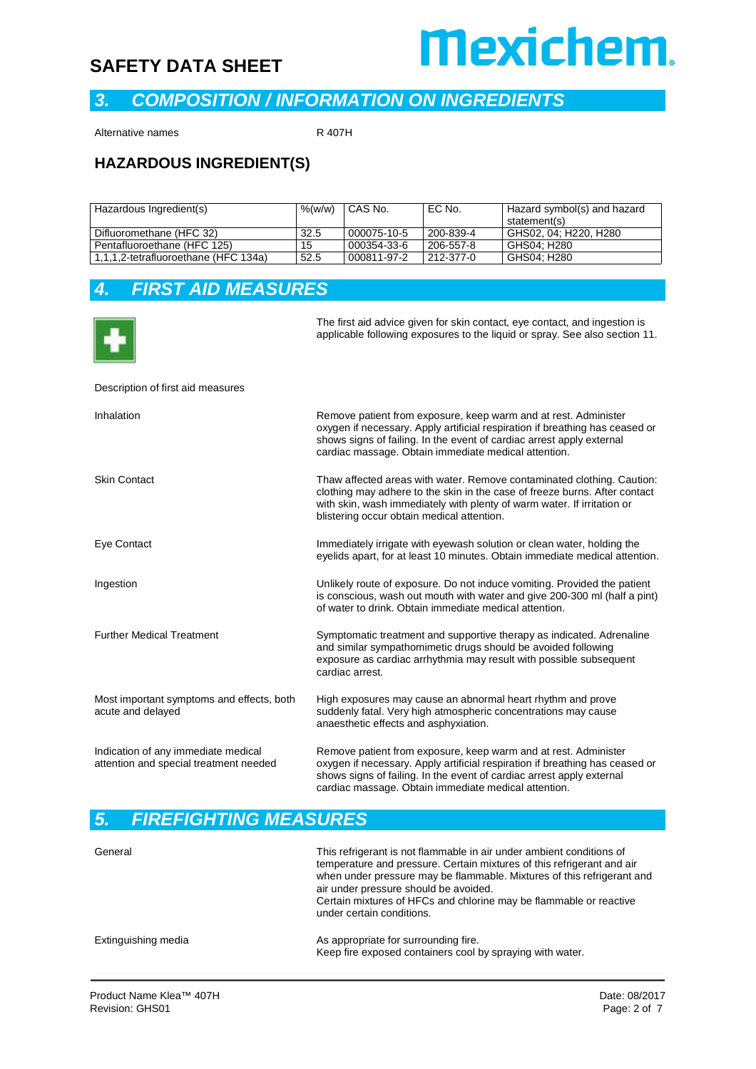## 3. COMPOSITION / INFORMATION ON INGREDIENTS

| | |
|---|---|
| Alternative names | R 407H |

### HAZARDOUS INGREDIENT(S)

| Hazardous Ingredient(s) | %(w/w) | CAS No. | EC No. | Hazard symbol(s) and hazard statement(s) |
|---|---|---|---|---|
| Difluoromethane (HFC 32) | 32.5 | 000075-10-5 | 200-839-4 | GHS02, 04; H220, H280 |
| Pentafluoroethane (HFC 125) | 15 | 000354-33-6 | 206-557-8 | GHS04; H280 |
| 1,1,1,2-tetrafluoroethane (HFC 134a) | 52.5 | 000811-97-2 | 212-377-0 | GHS04; H280 |

## 4. FIRST AID MEASURES

The first aid advice given for skin contact, eye contact, and ingestion is applicable following exposures to the liquid or spray. See also section 11.

Description of first aid measures

| | |
|---|---|
| Inhalation | Remove patient from exposure, keep warm and at rest. Administer oxygen if necessary. Apply artificial respiration if breathing has ceased or shows signs of failing. In the event of cardiac arrest apply external cardiac massage. Obtain immediate medical attention. |
| Skin Contact | Thaw affected areas with water. Remove contaminated clothing. Caution: clothing may adhere to the skin in the case of freeze burns. After contact with skin, wash immediately with plenty of warm water. If irritation or blistering occur obtain medical attention. |
| Eye Contact | Immediately irrigate with eyewash solution or clean water, holding the eyelids apart, for at least 10 minutes. Obtain immediate medical attention. |
| Ingestion | Unlikely route of exposure. Do not induce vomiting. Provided the patient is conscious, wash out mouth with water and give 200-300 ml (half a pint) of water to drink. Obtain immediate medical attention. |
| Further Medical Treatment | Symptomatic treatment and supportive therapy as indicated. Adrenaline and similar sympathomimetic drugs should be avoided following exposure as cardiac arrhythmia may result with possible subsequent cardiac arrest. |
| Most important symptoms and effects, both acute and delayed | High exposures may cause an abnormal heart rhythm and prove suddenly fatal. Very high atmospheric concentrations may cause anaesthetic effects and asphyxiation. |
| Indication of any immediate medical attention and special treatment needed | Remove patient from exposure, keep warm and at rest. Administer oxygen if necessary. Apply artificial respiration if breathing has ceased or shows signs of failing. In the event of cardiac arrest apply external cardiac massage. Obtain immediate medical attention. |

## 5. FIREFIGHTING MEASURES

| | |
|---|---|
| General | This refrigerant is not flammable in air under ambient conditions of temperature and pressure. Certain mixtures of this refrigerant and air when under pressure may be flammable. Mixtures of this refrigerant and air under pressure should be avoided. Certain mixtures of HFCs and chlorine may be flammable or reactive under certain conditions. |
| Extinguishing media | As appropriate for surrounding fire. Keep fire exposed containers cool by spraying with water. |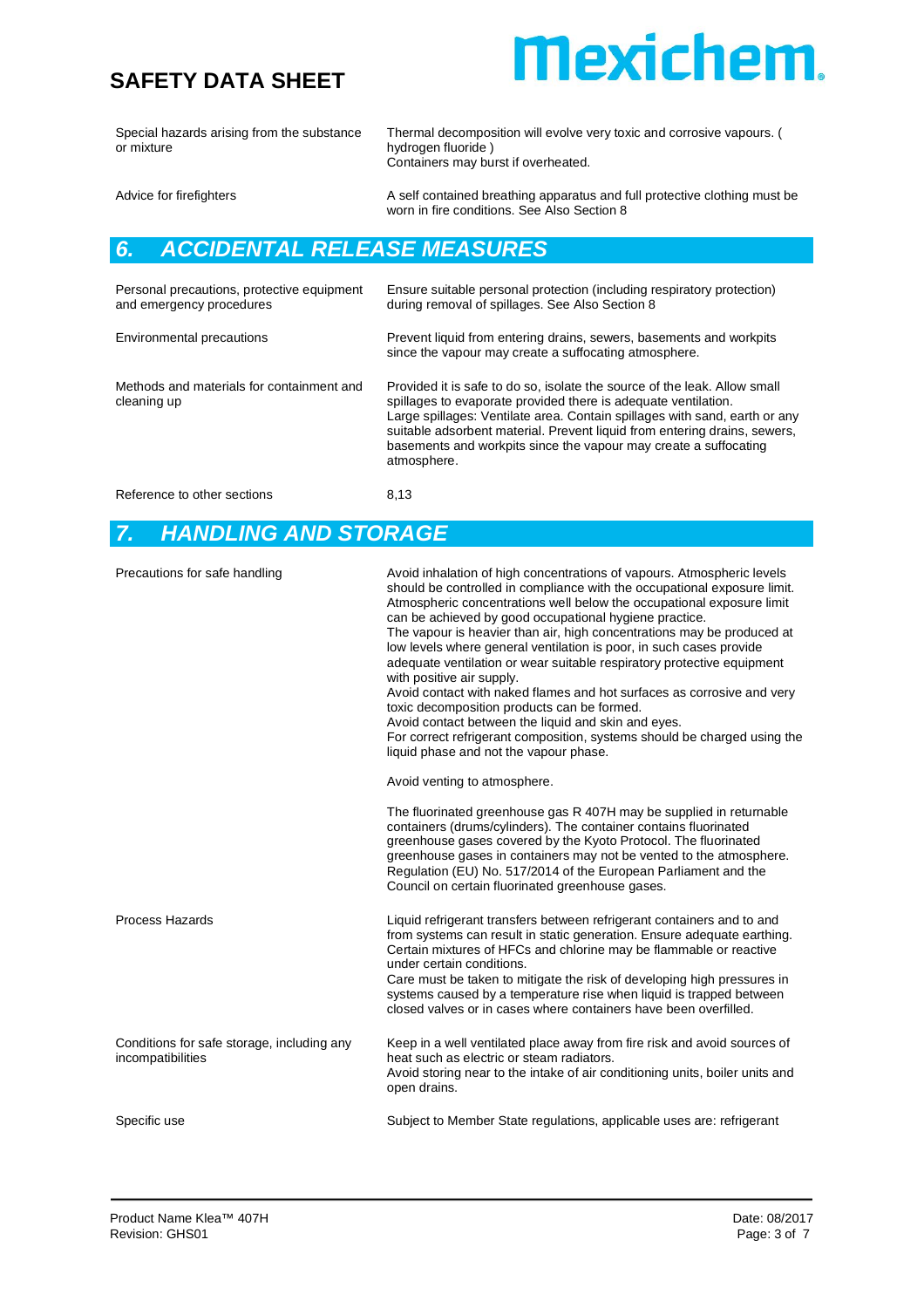| | |
|---|---|
| Special hazards arising from the substance or mixture | Thermal decomposition will evolve very toxic and corrosive vapours. ( hydrogen fluoride )<br>Containers may burst if overheated. |
| Advice for firefighters | A self contained breathing apparatus and full protective clothing must be worn in fire conditions. See Also Section 8 |

## 6. ACCIDENTAL RELEASE MEASURES

| | |
|---|---|
| Personal precautions, protective equipment and emergency procedures | Ensure suitable personal protection (including respiratory protection) during removal of spillages. See Also Section 8 |
| Environmental precautions | Prevent liquid from entering drains, sewers, basements and workpits since the vapour may create a suffocating atmosphere. |
| Methods and materials for containment and cleaning up | Provided it is safe to do so, isolate the source of the leak. Allow small spillages to evaporate provided there is adequate ventilation.<br>Large spillages: Ventilate area. Contain spillages with sand, earth or any suitable adsorbent material. Prevent liquid from entering drains, sewers, basements and workpits since the vapour may create a suffocating atmosphere. |
| Reference to other sections | 8,13 |

## 7. HANDLING AND STORAGE

| | |
|---|---|
| Precautions for safe handling | Avoid inhalation of high concentrations of vapours. Atmospheric levels should be controlled in compliance with the occupational exposure limit. Atmospheric concentrations well below the occupational exposure limit can be achieved by good occupational hygiene practice.<br>The vapour is heavier than air, high concentrations may be produced at low levels where general ventilation is poor, in such cases provide adequate ventilation or wear suitable respiratory protective equipment with positive air supply.<br>Avoid contact with naked flames and hot surfaces as corrosive and very toxic decomposition products can be formed.<br>Avoid contact between the liquid and skin and eyes.<br>For correct refrigerant composition, systems should be charged using the liquid phase and not the vapour phase.<br><br>Avoid venting to atmosphere.<br><br>The fluorinated greenhouse gas R 407H may be supplied in returnable containers (drums/cylinders). The container contains fluorinated greenhouse gases covered by the Kyoto Protocol. The fluorinated greenhouse gases in containers may not be vented to the atmosphere. Regulation (EU) No. 517/2014 of the European Parliament and the Council on certain fluorinated greenhouse gases. |
| Process Hazards | Liquid refrigerant transfers between refrigerant containers and to and from systems can result in static generation. Ensure adequate earthing. Certain mixtures of HFCs and chlorine may be flammable or reactive under certain conditions.<br>Care must be taken to mitigate the risk of developing high pressures in systems caused by a temperature rise when liquid is trapped between closed valves or in cases where containers have been overfilled. |
| Conditions for safe storage, including any incompatibilities | Keep in a well ventilated place away from fire risk and avoid sources of heat such as electric or steam radiators.<br>Avoid storing near to the intake of air conditioning units, boiler units and open drains. |
| Specific use | Subject to Member State regulations, applicable uses are: refrigerant |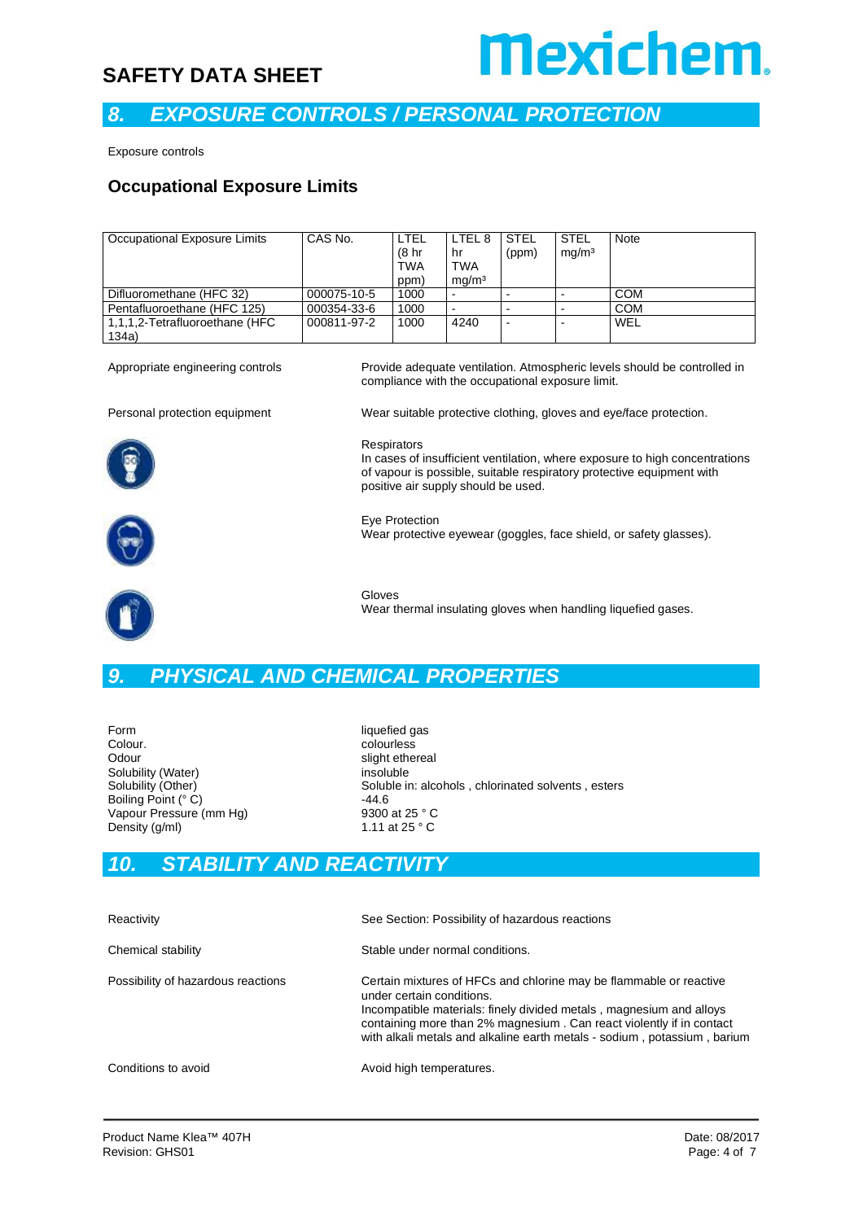## 8. EXPOSURE CONTROLS / PERSONAL PROTECTION

Exposure controls

### Occupational Exposure Limits

| Occupational Exposure Limits | CAS No. | LTEL (8 hr TWA ppm) | LTEL 8 hr TWA mg/m³ | STEL (ppm) | STEL mg/m³ | Note |
|---|---|---|---|---|---|---|
| Difluoromethane (HFC 32) | 000075-10-5 | 1000 | - | - | - | COM |
| Pentafluoroethane (HFC 125) | 000354-33-6 | 1000 | - | - | - | COM |
| 1,1,1,2-Tetrafluoroethane (HFC 134a) | 000811-97-2 | 1000 | 4240 | - | - | WEL |

Appropriate engineering controls — Provide adequate ventilation. Atmospheric levels should be controlled in compliance with the occupational exposure limit.

Personal protection equipment — Wear suitable protective clothing, gloves and eye/face protection.

Respirators
In cases of insufficient ventilation, where exposure to high concentrations of vapour is possible, suitable respiratory protective equipment with positive air supply should be used.

Eye Protection
Wear protective eyewear (goggles, face shield, or safety glasses).

Gloves
Wear thermal insulating gloves when handling liquefied gases.

## 9. PHYSICAL AND CHEMICAL PROPERTIES

| | |
|---|---|
| Form | liquefied gas |
| Colour. | colourless |
| Odour | slight ethereal |
| Solubility (Water) | insoluble |
| Solubility (Other) | Soluble in: alcohols , chlorinated solvents , esters |
| Boiling Point (° C) | -44.6 |
| Vapour Pressure (mm Hg) | 9300 at 25 ° C |
| Density (g/ml) | 1.11 at 25 ° C |

## 10. STABILITY AND REACTIVITY

Reactivity — See Section: Possibility of hazardous reactions

Chemical stability — Stable under normal conditions.

Possibility of hazardous reactions — Certain mixtures of HFCs and chlorine may be flammable or reactive under certain conditions.
Incompatible materials: finely divided metals , magnesium and alloys containing more than 2% magnesium . Can react violently if in contact with alkali metals and alkaline earth metals - sodium , potassium , barium

Conditions to avoid — Avoid high temperatures.

Product Name Klea™ 407H
Revision: GHS01

Date: 08/2017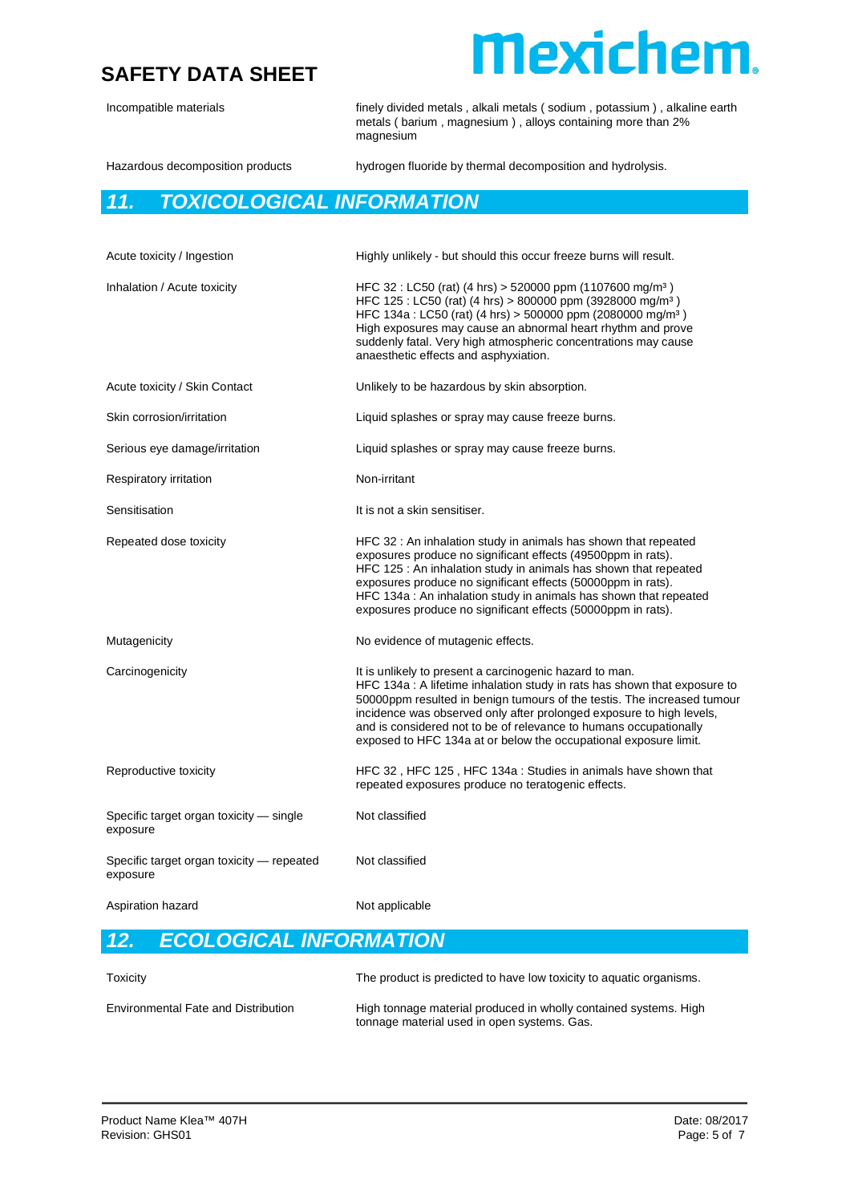| | |
|---|---|
| Incompatible materials | finely divided metals , alkali metals ( sodium , potassium ) , alkaline earth metals ( barium , magnesium ) , alloys containing more than 2% magnesium |
| Hazardous decomposition products | hydrogen fluoride by thermal decomposition and hydrolysis. |

## 11. TOXICOLOGICAL INFORMATION

| | |
|---|---|
| Acute toxicity / Ingestion | Highly unlikely - but should this occur freeze burns will result. |
| Inhalation / Acute toxicity | HFC 32 : LC50 (rat) (4 hrs) > 520000 ppm (1107600 mg/m³ )<br>HFC 125 : LC50 (rat) (4 hrs) > 800000 ppm (3928000 mg/m³ )<br>HFC 134a : LC50 (rat) (4 hrs) > 500000 ppm (2080000 mg/m³ )<br>High exposures may cause an abnormal heart rhythm and prove suddenly fatal. Very high atmospheric concentrations may cause anaesthetic effects and asphyxiation. |
| Acute toxicity / Skin Contact | Unlikely to be hazardous by skin absorption. |
| Skin corrosion/irritation | Liquid splashes or spray may cause freeze burns. |
| Serious eye damage/irritation | Liquid splashes or spray may cause freeze burns. |
| Respiratory irritation | Non-irritant |
| Sensitisation | It is not a skin sensitiser. |
| Repeated dose toxicity | HFC 32 : An inhalation study in animals has shown that repeated exposures produce no significant effects (49500ppm in rats).<br>HFC 125 : An inhalation study in animals has shown that repeated exposures produce no significant effects (50000ppm in rats).<br>HFC 134a : An inhalation study in animals has shown that repeated exposures produce no significant effects (50000ppm in rats). |
| Mutagenicity | No evidence of mutagenic effects. |
| Carcinogenicity | It is unlikely to present a carcinogenic hazard to man.<br>HFC 134a : A lifetime inhalation study in rats has shown that exposure to 50000ppm resulted in benign tumours of the testis. The increased tumour incidence was observed only after prolonged exposure to high levels, and is considered not to be of relevance to humans occupationally exposed to HFC 134a at or below the occupational exposure limit. |
| Reproductive toxicity | HFC 32 , HFC 125 , HFC 134a : Studies in animals have shown that repeated exposures produce no teratogenic effects. |
| Specific target organ toxicity — single exposure | Not classified |
| Specific target organ toxicity — repeated exposure | Not classified |
| Aspiration hazard | Not applicable |

## 12. ECOLOGICAL INFORMATION

| | |
|---|---|
| Toxicity | The product is predicted to have low toxicity to aquatic organisms. |
| Environmental Fate and Distribution | High tonnage material produced in wholly contained systems. High tonnage material used in open systems. Gas. |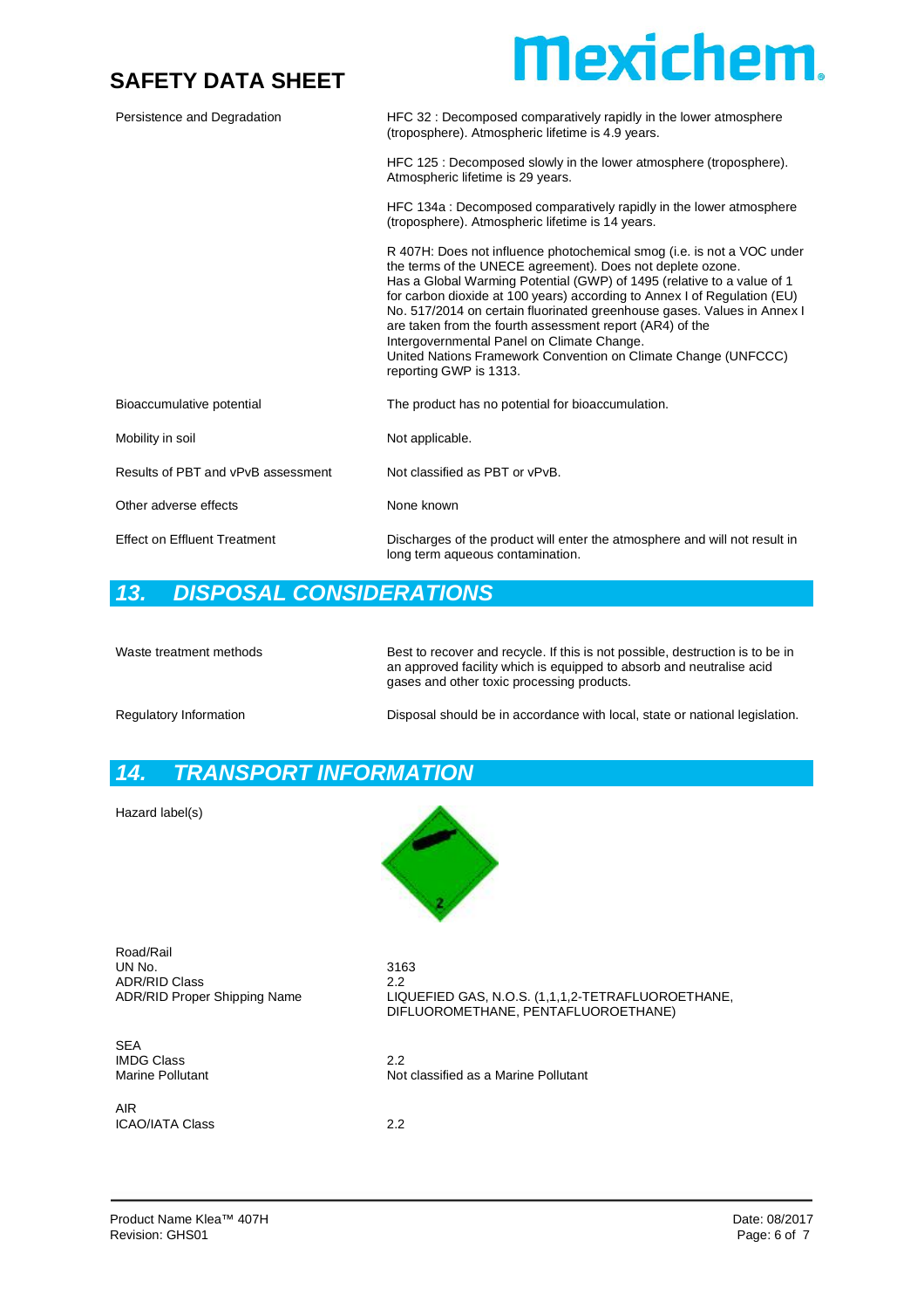| | |
|---|---|
| Persistence and Degradation | HFC 32 : Decomposed comparatively rapidly in the lower atmosphere (troposphere). Atmospheric lifetime is 4.9 years.<br><br>HFC 125 : Decomposed slowly in the lower atmosphere (troposphere). Atmospheric lifetime is 29 years.<br><br>HFC 134a : Decomposed comparatively rapidly in the lower atmosphere (troposphere). Atmospheric lifetime is 14 years.<br><br>R 407H: Does not influence photochemical smog (i.e. is not a VOC under the terms of the UNECE agreement). Does not deplete ozone. Has a Global Warming Potential (GWP) of 1495 (relative to a value of 1 for carbon dioxide at 100 years) according to Annex I of Regulation (EU) No. 517/2014 on certain fluorinated greenhouse gases. Values in Annex I are taken from the fourth assessment report (AR4) of the Intergovernmental Panel on Climate Change. United Nations Framework Convention on Climate Change (UNFCCC) reporting GWP is 1313. |
| Bioaccumulative potential | The product has no potential for bioaccumulation. |
| Mobility in soil | Not applicable. |
| Results of PBT and vPvB assessment | Not classified as PBT or vPvB. |
| Other adverse effects | None known |
| Effect on Effluent Treatment | Discharges of the product will enter the atmosphere and will not result in long term aqueous contamination. |

## 13. DISPOSAL CONSIDERATIONS

| | |
|---|---|
| Waste treatment methods | Best to recover and recycle. If this is not possible, destruction is to be in an approved facility which is equipped to absorb and neutralise acid gases and other toxic processing products. |
| Regulatory Information | Disposal should be in accordance with local, state or national legislation. |

## 14. TRANSPORT INFORMATION

Hazard label(s)

| | |
|---|---|
| **Road/Rail** | |
| UN No. | 3163 |
| ADR/RID Class | 2.2 |
| ADR/RID Proper Shipping Name | LIQUEFIED GAS, N.O.S. (1,1,1,2-TETRAFLUOROETHANE, DIFLUOROMETHANE, PENTAFLUOROETHANE) |
| **SEA** | |
| IMDG Class | 2.2 |
| Marine Pollutant | Not classified as a Marine Pollutant |
| **AIR** | |
| ICAO/IATA Class | 2.2 |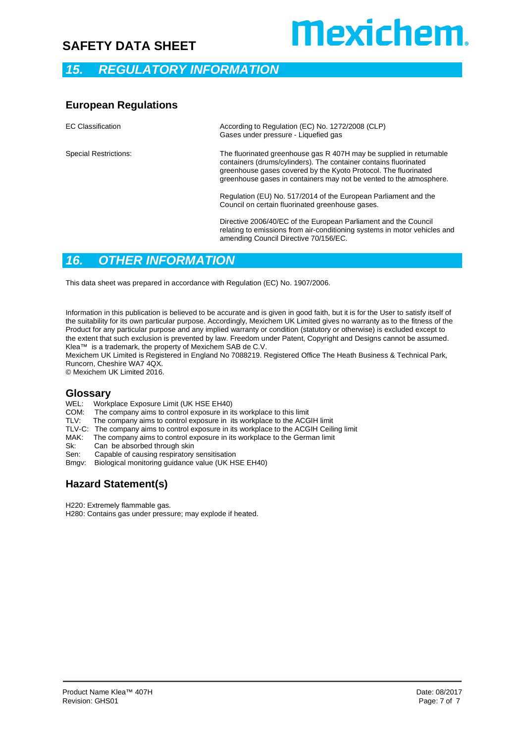## 15. REGULATORY INFORMATION

### European Regulations

| | |
|---|---|
| EC Classification | According to Regulation (EC) No. 1272/2008 (CLP)<br>Gases under pressure - Liquefied gas |
| Special Restrictions: | The fluorinated greenhouse gas R 407H may be supplied in returnable containers (drums/cylinders). The container contains fluorinated greenhouse gases covered by the Kyoto Protocol. The fluorinated greenhouse gases in containers may not be vented to the atmosphere.<br><br>Regulation (EU) No. 517/2014 of the European Parliament and the Council on certain fluorinated greenhouse gases.<br><br>Directive 2006/40/EC of the European Parliament and the Council relating to emissions from air-conditioning systems in motor vehicles and amending Council Directive 70/156/EC. |

## 16. OTHER INFORMATION

This data sheet was prepared in accordance with Regulation (EC) No. 1907/2006.

Information in this publication is believed to be accurate and is given in good faith, but it is for the User to satisfy itself of the suitability for its own particular purpose. Accordingly, Mexichem UK Limited gives no warranty as to the fitness of the Product for any particular purpose and any implied warranty or condition (statutory or otherwise) is excluded except to the extent that such exclusion is prevented by law. Freedom under Patent, Copyright and Designs cannot be assumed. Klea™ is a trademark, the property of Mexichem SAB de C.V.
Mexichem UK Limited is Registered in England No 7088219. Registered Office The Heath Business & Technical Park, Runcorn, Cheshire WA7 4QX.
© Mexichem UK Limited 2016.

### Glossary

WEL: Workplace Exposure Limit (UK HSE EH40)
COM: The company aims to control exposure in its workplace to this limit
TLV: The company aims to control exposure in its workplace to the ACGIH limit
TLV-C: The company aims to control exposure in its workplace to the ACGIH Ceiling limit
MAK: The company aims to control exposure in its workplace to the German limit
Sk: Can be absorbed through skin
Sen: Capable of causing respiratory sensitisation
Bmgv: Biological monitoring guidance value (UK HSE EH40)

### Hazard Statement(s)

H220: Extremely flammable gas.
H280: Contains gas under pressure; may explode if heated.